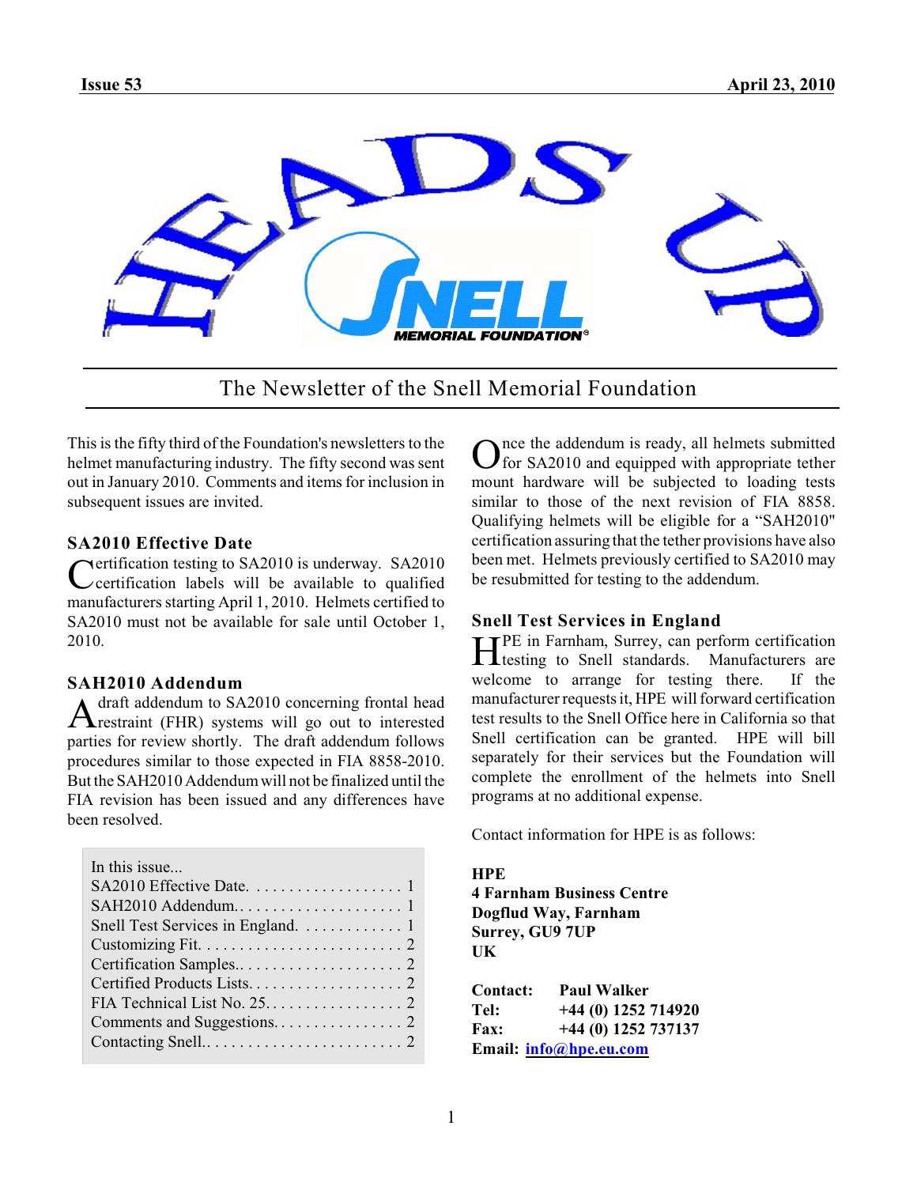Issue 53 April 23, 2010

# HEADS UP

SNELL MEMORIAL FOUNDATION®

## The Newsletter of the Snell Memorial Foundation

This is the fifty third of the Foundation's newsletters to the helmet manufacturing industry. The fifty second was sent out in January 2010. Comments and items for inclusion in subsequent issues are invited.

### SA2010 Effective Date

Certification testing to SA2010 is underway. SA2010 certification labels will be available to qualified manufacturers starting April 1, 2010. Helmets certified to SA2010 must not be available for sale until October 1, 2010.

### SAH2010 Addendum

A draft addendum to SA2010 concerning frontal head restraint (FHR) systems will go out to interested parties for review shortly. The draft addendum follows procedures similar to those expected in FIA 8858-2010. But the SAH2010 Addendum will not be finalized until the FIA revision has been issued and any differences have been resolved.

In this issue...
SA2010 Effective Date. . . . . . . . . . . . . . . . . . . 1
SAH2010 Addendum. . . . . . . . . . . . . . . . . . . . . 1
Snell Test Services in England. . . . . . . . . . . . . 1
Customizing Fit. . . . . . . . . . . . . . . . . . . . . . . . . 2
Certification Samples.. . . . . . . . . . . . . . . . . . . . 2
Certified Products Lists. . . . . . . . . . . . . . . . . . . 2
FIA Technical List No. 25. . . . . . . . . . . . . . . . . 2
Comments and Suggestions. . . . . . . . . . . . . . . . 2
Contacting Snell.. . . . . . . . . . . . . . . . . . . . . . . . 2

Once the addendum is ready, all helmets submitted for SA2010 and equipped with appropriate tether mount hardware will be subjected to loading tests similar to those of the next revision of FIA 8858. Qualifying helmets will be eligible for a "SAH2010" certification assuring that the tether provisions have also been met. Helmets previously certified to SA2010 may be resubmitted for testing to the addendum.

### Snell Test Services in England

HPE in Farnham, Surrey, can perform certification testing to Snell standards. Manufacturers are welcome to arrange for testing there. If the manufacturer requests it, HPE will forward certification test results to the Snell Office here in California so that Snell certification can be granted. HPE will bill separately for their services but the Foundation will complete the enrollment of the helmets into Snell programs at no additional expense.

Contact information for HPE is as follows:

**HPE**
**4 Farnham Business Centre**
**Dogflud Way, Farnham**
**Surrey, GU9 7UP**
**UK**

**Contact:** **Paul Walker**
**Tel:** **+44 (0) 1252 714920**
**Fax:** **+44 (0) 1252 737137**
**Email:** **info@hpe.eu.com**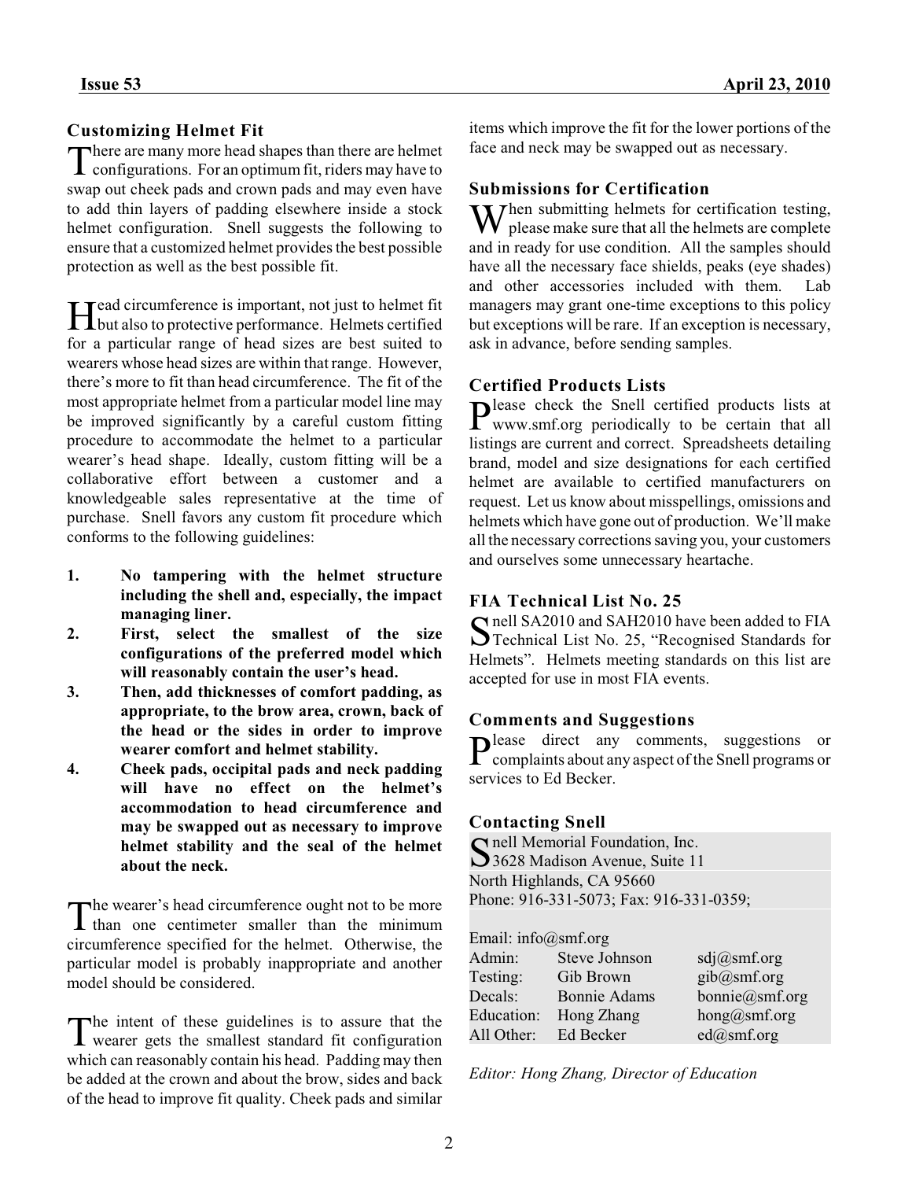## Customizing Helmet Fit

There are many more head shapes than there are helmet configurations. For an optimum fit, riders may have to swap out cheek pads and crown pads and may even have to add thin layers of padding elsewhere inside a stock helmet configuration. Snell suggests the following to ensure that a customized helmet provides the best possible protection as well as the best possible fit.

Head circumference is important, not just to helmet fit but also to protective performance. Helmets certified for a particular range of head sizes are best suited to wearers whose head sizes are within that range. However, there's more to fit than head circumference. The fit of the most appropriate helmet from a particular model line may be improved significantly by a careful custom fitting procedure to accommodate the helmet to a particular wearer's head shape. Ideally, custom fitting will be a collaborative effort between a customer and a knowledgeable sales representative at the time of purchase. Snell favors any custom fit procedure which conforms to the following guidelines:

1. **No tampering with the helmet structure including the shell and, especially, the impact managing liner.**
2. **First, select the smallest of the size configurations of the preferred model which will reasonably contain the user's head.**
3. **Then, add thicknesses of comfort padding, as appropriate, to the brow area, crown, back of the head or the sides in order to improve wearer comfort and helmet stability.**
4. **Cheek pads, occipital pads and neck padding will have no effect on the helmet's accommodation to head circumference and may be swapped out as necessary to improve helmet stability and the seal of the helmet about the neck.**

The wearer's head circumference ought not to be more than one centimeter smaller than the minimum circumference specified for the helmet. Otherwise, the particular model is probably inappropriate and another model should be considered.

The intent of these guidelines is to assure that the wearer gets the smallest standard fit configuration which can reasonably contain his head. Padding may then be added at the crown and about the brow, sides and back of the head to improve fit quality. Cheek pads and similar items which improve the fit for the lower portions of the face and neck may be swapped out as necessary.

## Submissions for Certification

When submitting helmets for certification testing, please make sure that all the helmets are complete and in ready for use condition. All the samples should have all the necessary face shields, peaks (eye shades) and other accessories included with them. Lab managers may grant one-time exceptions to this policy but exceptions will be rare. If an exception is necessary, ask in advance, before sending samples.

## Certified Products Lists

Please check the Snell certified products lists at www.smf.org periodically to be certain that all listings are current and correct. Spreadsheets detailing brand, model and size designations for each certified helmet are available to certified manufacturers on request. Let us know about misspellings, omissions and helmets which have gone out of production. We'll make all the necessary corrections saving you, your customers and ourselves some unnecessary heartache.

## FIA Technical List No. 25

Snell SA2010 and SAH2010 have been added to FIA Technical List No. 25, "Recognised Standards for Helmets". Helmets meeting standards on this list are accepted for use in most FIA events.

## Comments and Suggestions

Please direct any comments, suggestions or complaints about any aspect of the Snell programs or services to Ed Becker.

## Contacting Snell

Snell Memorial Foundation, Inc.
3628 Madison Avenue, Suite 11
North Highlands, CA 95660
Phone: 916-331-5073; Fax: 916-331-0359;

Email: info@smf.org

| | | |
|---|---|---|
| Admin: | Steve Johnson | sdj@smf.org |
| Testing: | Gib Brown | gib@smf.org |
| Decals: | Bonnie Adams | bonnie@smf.org |
| Education: | Hong Zhang | hong@smf.org |
| All Other: | Ed Becker | ed@smf.org |

*Editor: Hong Zhang, Director of Education*